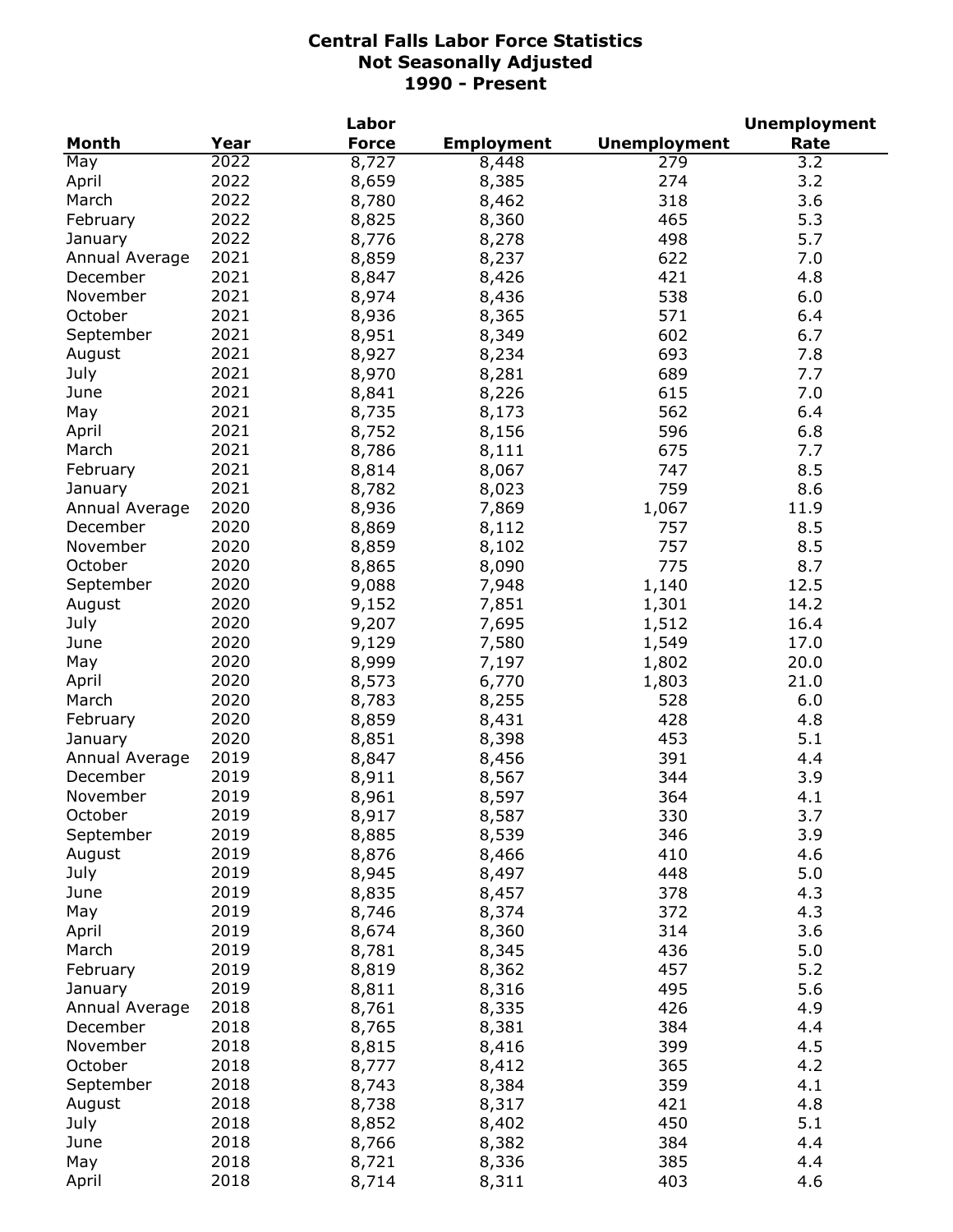# Central Falls Labor Force Statistics
## Not Seasonally Adjusted
## 1990 - Present

| Month | Year | Labor Force | Employment | Unemployment | Unemployment Rate |
|---|---|---|---|---|---|
| May | 2022 | 8,727 | 8,448 | 279 | 3.2 |
| April | 2022 | 8,659 | 8,385 | 274 | 3.2 |
| March | 2022 | 8,780 | 8,462 | 318 | 3.6 |
| February | 2022 | 8,825 | 8,360 | 465 | 5.3 |
| January | 2022 | 8,776 | 8,278 | 498 | 5.7 |
| Annual Average | 2021 | 8,859 | 8,237 | 622 | 7.0 |
| December | 2021 | 8,847 | 8,426 | 421 | 4.8 |
| November | 2021 | 8,974 | 8,436 | 538 | 6.0 |
| October | 2021 | 8,936 | 8,365 | 571 | 6.4 |
| September | 2021 | 8,951 | 8,349 | 602 | 6.7 |
| August | 2021 | 8,927 | 8,234 | 693 | 7.8 |
| July | 2021 | 8,970 | 8,281 | 689 | 7.7 |
| June | 2021 | 8,841 | 8,226 | 615 | 7.0 |
| May | 2021 | 8,735 | 8,173 | 562 | 6.4 |
| April | 2021 | 8,752 | 8,156 | 596 | 6.8 |
| March | 2021 | 8,786 | 8,111 | 675 | 7.7 |
| February | 2021 | 8,814 | 8,067 | 747 | 8.5 |
| January | 2021 | 8,782 | 8,023 | 759 | 8.6 |
| Annual Average | 2020 | 8,936 | 7,869 | 1,067 | 11.9 |
| December | 2020 | 8,869 | 8,112 | 757 | 8.5 |
| November | 2020 | 8,859 | 8,102 | 757 | 8.5 |
| October | 2020 | 8,865 | 8,090 | 775 | 8.7 |
| September | 2020 | 9,088 | 7,948 | 1,140 | 12.5 |
| August | 2020 | 9,152 | 7,851 | 1,301 | 14.2 |
| July | 2020 | 9,207 | 7,695 | 1,512 | 16.4 |
| June | 2020 | 9,129 | 7,580 | 1,549 | 17.0 |
| May | 2020 | 8,999 | 7,197 | 1,802 | 20.0 |
| April | 2020 | 8,573 | 6,770 | 1,803 | 21.0 |
| March | 2020 | 8,783 | 8,255 | 528 | 6.0 |
| February | 2020 | 8,859 | 8,431 | 428 | 4.8 |
| January | 2020 | 8,851 | 8,398 | 453 | 5.1 |
| Annual Average | 2019 | 8,847 | 8,456 | 391 | 4.4 |
| December | 2019 | 8,911 | 8,567 | 344 | 3.9 |
| November | 2019 | 8,961 | 8,597 | 364 | 4.1 |
| October | 2019 | 8,917 | 8,587 | 330 | 3.7 |
| September | 2019 | 8,885 | 8,539 | 346 | 3.9 |
| August | 2019 | 8,876 | 8,466 | 410 | 4.6 |
| July | 2019 | 8,945 | 8,497 | 448 | 5.0 |
| June | 2019 | 8,835 | 8,457 | 378 | 4.3 |
| May | 2019 | 8,746 | 8,374 | 372 | 4.3 |
| April | 2019 | 8,674 | 8,360 | 314 | 3.6 |
| March | 2019 | 8,781 | 8,345 | 436 | 5.0 |
| February | 2019 | 8,819 | 8,362 | 457 | 5.2 |
| January | 2019 | 8,811 | 8,316 | 495 | 5.6 |
| Annual Average | 2018 | 8,761 | 8,335 | 426 | 4.9 |
| December | 2018 | 8,765 | 8,381 | 384 | 4.4 |
| November | 2018 | 8,815 | 8,416 | 399 | 4.5 |
| October | 2018 | 8,777 | 8,412 | 365 | 4.2 |
| September | 2018 | 8,743 | 8,384 | 359 | 4.1 |
| August | 2018 | 8,738 | 8,317 | 421 | 4.8 |
| July | 2018 | 8,852 | 8,402 | 450 | 5.1 |
| June | 2018 | 8,766 | 8,382 | 384 | 4.4 |
| May | 2018 | 8,721 | 8,336 | 385 | 4.4 |
| April | 2018 | 8,714 | 8,311 | 403 | 4.6 |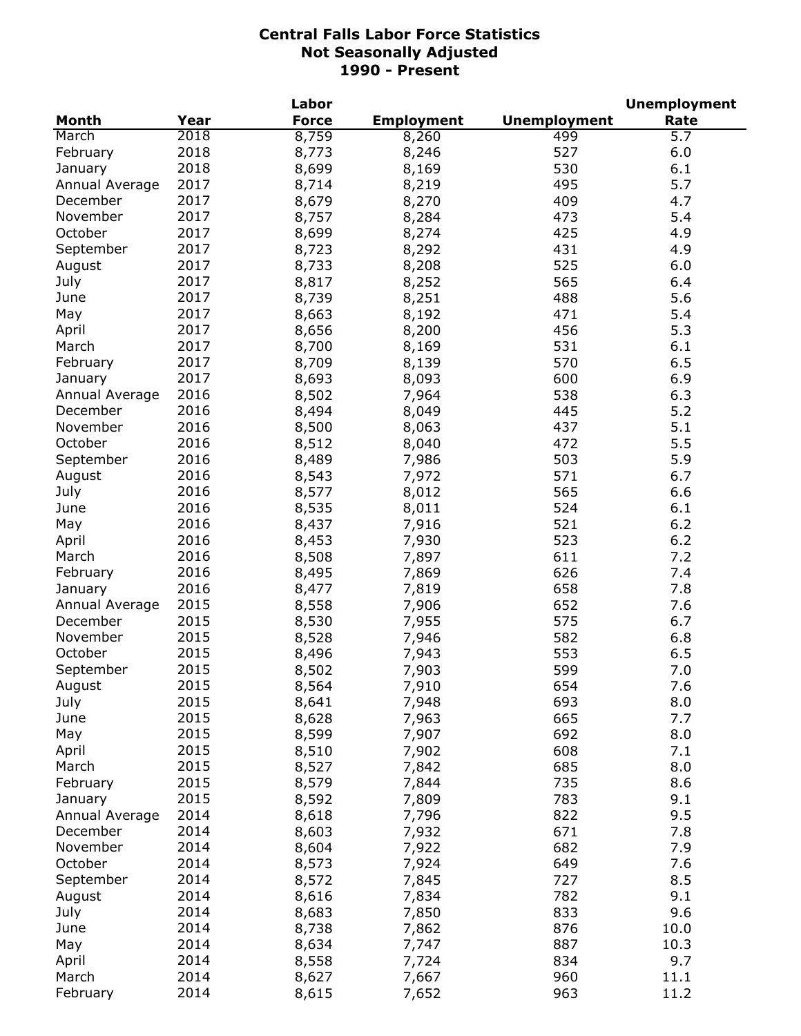# Central Falls Labor Force Statistics
## Not Seasonally Adjusted
## 1990 - Present

| Month | Year | Labor Force | Employment | Unemployment | Unemployment Rate |
|---|---|---|---|---|---|
| March | 2018 | 8,759 | 8,260 | 499 | 5.7 |
| February | 2018 | 8,773 | 8,246 | 527 | 6.0 |
| January | 2018 | 8,699 | 8,169 | 530 | 6.1 |
| Annual Average | 2017 | 8,714 | 8,219 | 495 | 5.7 |
| December | 2017 | 8,679 | 8,270 | 409 | 4.7 |
| November | 2017 | 8,757 | 8,284 | 473 | 5.4 |
| October | 2017 | 8,699 | 8,274 | 425 | 4.9 |
| September | 2017 | 8,723 | 8,292 | 431 | 4.9 |
| August | 2017 | 8,733 | 8,208 | 525 | 6.0 |
| July | 2017 | 8,817 | 8,252 | 565 | 6.4 |
| June | 2017 | 8,739 | 8,251 | 488 | 5.6 |
| May | 2017 | 8,663 | 8,192 | 471 | 5.4 |
| April | 2017 | 8,656 | 8,200 | 456 | 5.3 |
| March | 2017 | 8,700 | 8,169 | 531 | 6.1 |
| February | 2017 | 8,709 | 8,139 | 570 | 6.5 |
| January | 2017 | 8,693 | 8,093 | 600 | 6.9 |
| Annual Average | 2016 | 8,502 | 7,964 | 538 | 6.3 |
| December | 2016 | 8,494 | 8,049 | 445 | 5.2 |
| November | 2016 | 8,500 | 8,063 | 437 | 5.1 |
| October | 2016 | 8,512 | 8,040 | 472 | 5.5 |
| September | 2016 | 8,489 | 7,986 | 503 | 5.9 |
| August | 2016 | 8,543 | 7,972 | 571 | 6.7 |
| July | 2016 | 8,577 | 8,012 | 565 | 6.6 |
| June | 2016 | 8,535 | 8,011 | 524 | 6.1 |
| May | 2016 | 8,437 | 7,916 | 521 | 6.2 |
| April | 2016 | 8,453 | 7,930 | 523 | 6.2 |
| March | 2016 | 8,508 | 7,897 | 611 | 7.2 |
| February | 2016 | 8,495 | 7,869 | 626 | 7.4 |
| January | 2016 | 8,477 | 7,819 | 658 | 7.8 |
| Annual Average | 2015 | 8,558 | 7,906 | 652 | 7.6 |
| December | 2015 | 8,530 | 7,955 | 575 | 6.7 |
| November | 2015 | 8,528 | 7,946 | 582 | 6.8 |
| October | 2015 | 8,496 | 7,943 | 553 | 6.5 |
| September | 2015 | 8,502 | 7,903 | 599 | 7.0 |
| August | 2015 | 8,564 | 7,910 | 654 | 7.6 |
| July | 2015 | 8,641 | 7,948 | 693 | 8.0 |
| June | 2015 | 8,628 | 7,963 | 665 | 7.7 |
| May | 2015 | 8,599 | 7,907 | 692 | 8.0 |
| April | 2015 | 8,510 | 7,902 | 608 | 7.1 |
| March | 2015 | 8,527 | 7,842 | 685 | 8.0 |
| February | 2015 | 8,579 | 7,844 | 735 | 8.6 |
| January | 2015 | 8,592 | 7,809 | 783 | 9.1 |
| Annual Average | 2014 | 8,618 | 7,796 | 822 | 9.5 |
| December | 2014 | 8,603 | 7,932 | 671 | 7.8 |
| November | 2014 | 8,604 | 7,922 | 682 | 7.9 |
| October | 2014 | 8,573 | 7,924 | 649 | 7.6 |
| September | 2014 | 8,572 | 7,845 | 727 | 8.5 |
| August | 2014 | 8,616 | 7,834 | 782 | 9.1 |
| July | 2014 | 8,683 | 7,850 | 833 | 9.6 |
| June | 2014 | 8,738 | 7,862 | 876 | 10.0 |
| May | 2014 | 8,634 | 7,747 | 887 | 10.3 |
| April | 2014 | 8,558 | 7,724 | 834 | 9.7 |
| March | 2014 | 8,627 | 7,667 | 960 | 11.1 |
| February | 2014 | 8,615 | 7,652 | 963 | 11.2 |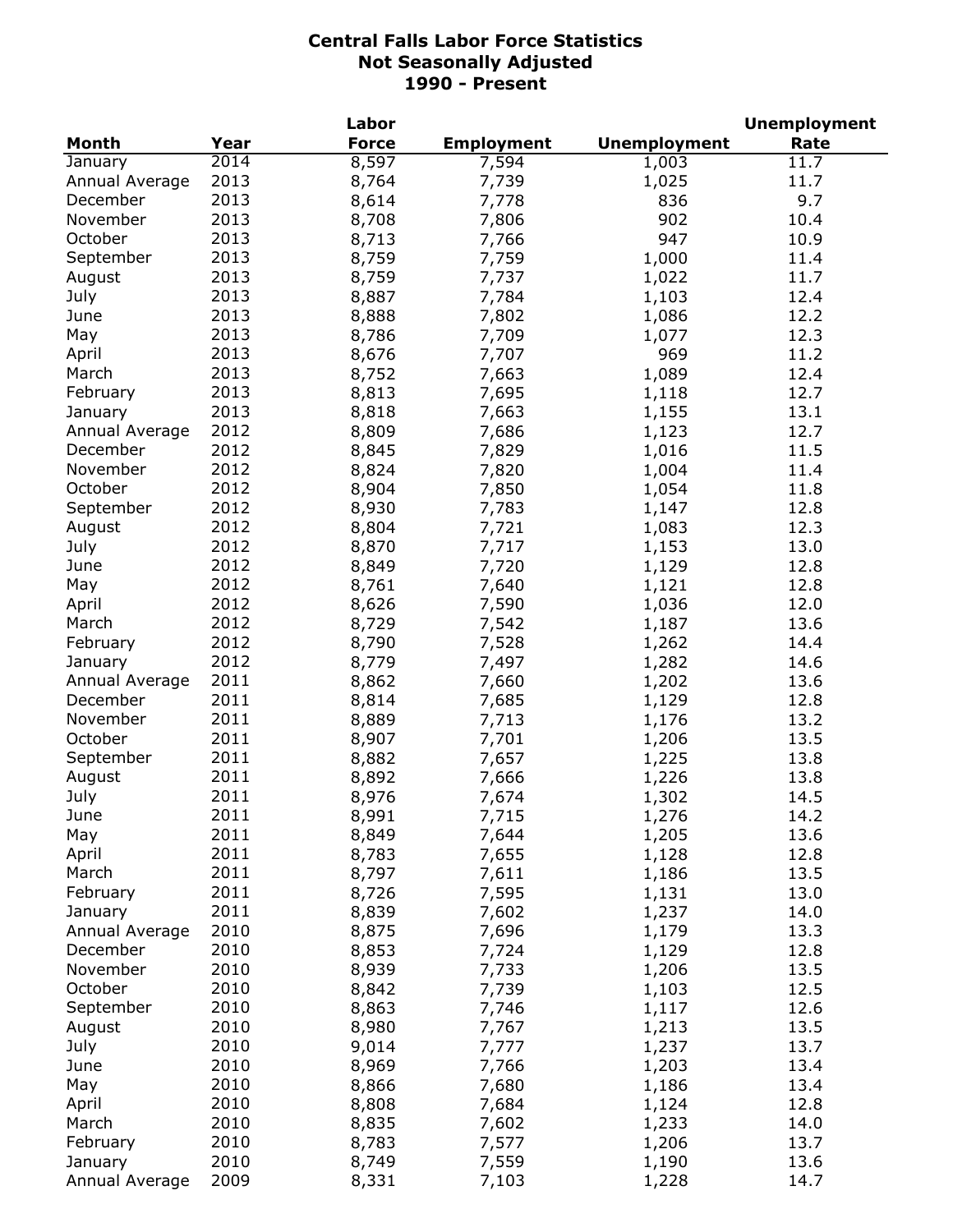# Central Falls Labor Force Statistics
## Not Seasonally Adjusted
## 1990 - Present

| Month | Year | Labor Force | Employment | Unemployment | Unemployment Rate |
|---|---|---|---|---|---|
| January | 2014 | 8,597 | 7,594 | 1,003 | 11.7 |
| Annual Average | 2013 | 8,764 | 7,739 | 1,025 | 11.7 |
| December | 2013 | 8,614 | 7,778 | 836 | 9.7 |
| November | 2013 | 8,708 | 7,806 | 902 | 10.4 |
| October | 2013 | 8,713 | 7,766 | 947 | 10.9 |
| September | 2013 | 8,759 | 7,759 | 1,000 | 11.4 |
| August | 2013 | 8,759 | 7,737 | 1,022 | 11.7 |
| July | 2013 | 8,887 | 7,784 | 1,103 | 12.4 |
| June | 2013 | 8,888 | 7,802 | 1,086 | 12.2 |
| May | 2013 | 8,786 | 7,709 | 1,077 | 12.3 |
| April | 2013 | 8,676 | 7,707 | 969 | 11.2 |
| March | 2013 | 8,752 | 7,663 | 1,089 | 12.4 |
| February | 2013 | 8,813 | 7,695 | 1,118 | 12.7 |
| January | 2013 | 8,818 | 7,663 | 1,155 | 13.1 |
| Annual Average | 2012 | 8,809 | 7,686 | 1,123 | 12.7 |
| December | 2012 | 8,845 | 7,829 | 1,016 | 11.5 |
| November | 2012 | 8,824 | 7,820 | 1,004 | 11.4 |
| October | 2012 | 8,904 | 7,850 | 1,054 | 11.8 |
| September | 2012 | 8,930 | 7,783 | 1,147 | 12.8 |
| August | 2012 | 8,804 | 7,721 | 1,083 | 12.3 |
| July | 2012 | 8,870 | 7,717 | 1,153 | 13.0 |
| June | 2012 | 8,849 | 7,720 | 1,129 | 12.8 |
| May | 2012 | 8,761 | 7,640 | 1,121 | 12.8 |
| April | 2012 | 8,626 | 7,590 | 1,036 | 12.0 |
| March | 2012 | 8,729 | 7,542 | 1,187 | 13.6 |
| February | 2012 | 8,790 | 7,528 | 1,262 | 14.4 |
| January | 2012 | 8,779 | 7,497 | 1,282 | 14.6 |
| Annual Average | 2011 | 8,862 | 7,660 | 1,202 | 13.6 |
| December | 2011 | 8,814 | 7,685 | 1,129 | 12.8 |
| November | 2011 | 8,889 | 7,713 | 1,176 | 13.2 |
| October | 2011 | 8,907 | 7,701 | 1,206 | 13.5 |
| September | 2011 | 8,882 | 7,657 | 1,225 | 13.8 |
| August | 2011 | 8,892 | 7,666 | 1,226 | 13.8 |
| July | 2011 | 8,976 | 7,674 | 1,302 | 14.5 |
| June | 2011 | 8,991 | 7,715 | 1,276 | 14.2 |
| May | 2011 | 8,849 | 7,644 | 1,205 | 13.6 |
| April | 2011 | 8,783 | 7,655 | 1,128 | 12.8 |
| March | 2011 | 8,797 | 7,611 | 1,186 | 13.5 |
| February | 2011 | 8,726 | 7,595 | 1,131 | 13.0 |
| January | 2011 | 8,839 | 7,602 | 1,237 | 14.0 |
| Annual Average | 2010 | 8,875 | 7,696 | 1,179 | 13.3 |
| December | 2010 | 8,853 | 7,724 | 1,129 | 12.8 |
| November | 2010 | 8,939 | 7,733 | 1,206 | 13.5 |
| October | 2010 | 8,842 | 7,739 | 1,103 | 12.5 |
| September | 2010 | 8,863 | 7,746 | 1,117 | 12.6 |
| August | 2010 | 8,980 | 7,767 | 1,213 | 13.5 |
| July | 2010 | 9,014 | 7,777 | 1,237 | 13.7 |
| June | 2010 | 8,969 | 7,766 | 1,203 | 13.4 |
| May | 2010 | 8,866 | 7,680 | 1,186 | 13.4 |
| April | 2010 | 8,808 | 7,684 | 1,124 | 12.8 |
| March | 2010 | 8,835 | 7,602 | 1,233 | 14.0 |
| February | 2010 | 8,783 | 7,577 | 1,206 | 13.7 |
| January | 2010 | 8,749 | 7,559 | 1,190 | 13.6 |
| Annual Average | 2009 | 8,331 | 7,103 | 1,228 | 14.7 |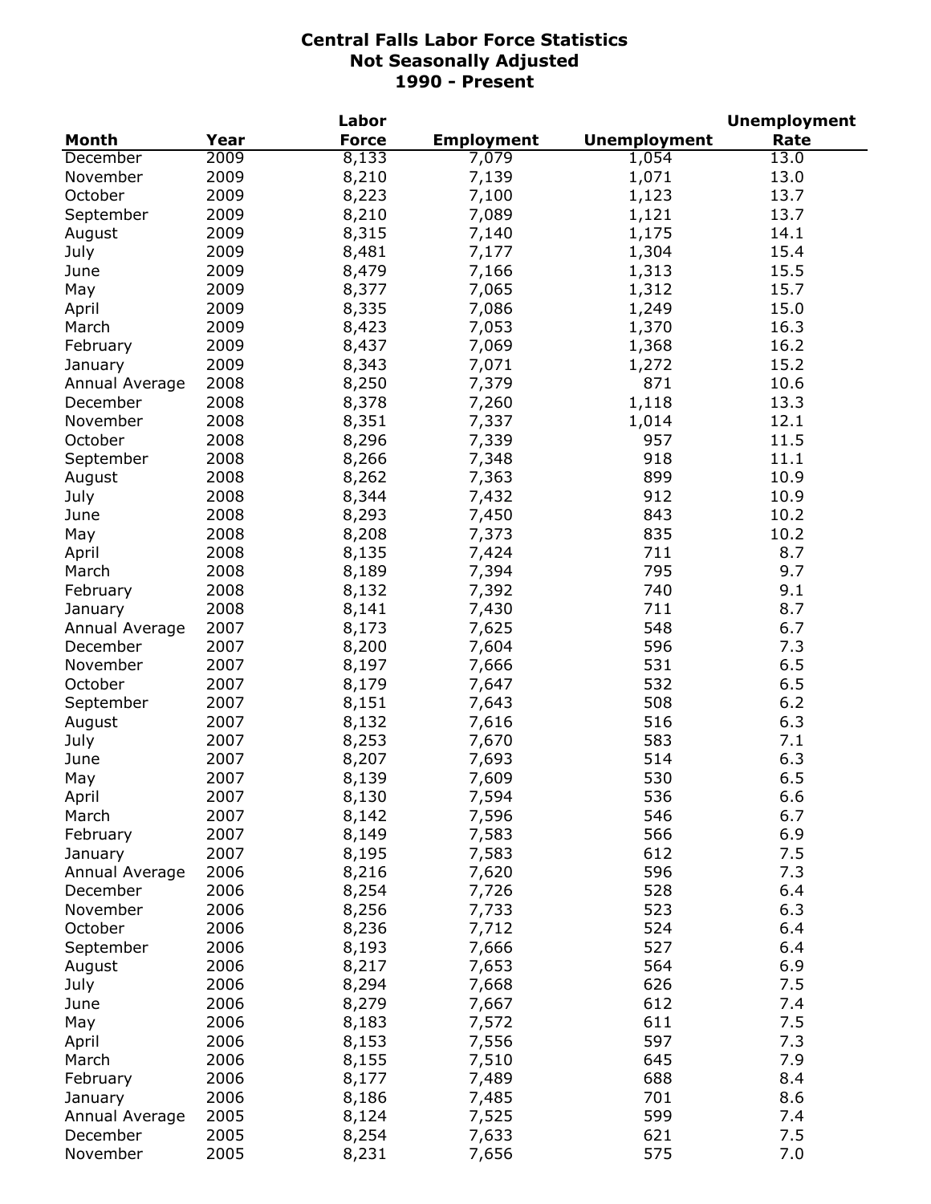**Central Falls Labor Force Statistics**
**Not Seasonally Adjusted**
**1990 - Present**

| Month | Year | Labor Force | Employment | Unemployment | Unemployment Rate |
|---|---|---|---|---|---|
| December | 2009 | 8,133 | 7,079 | 1,054 | 13.0 |
| November | 2009 | 8,210 | 7,139 | 1,071 | 13.0 |
| October | 2009 | 8,223 | 7,100 | 1,123 | 13.7 |
| September | 2009 | 8,210 | 7,089 | 1,121 | 13.7 |
| August | 2009 | 8,315 | 7,140 | 1,175 | 14.1 |
| July | 2009 | 8,481 | 7,177 | 1,304 | 15.4 |
| June | 2009 | 8,479 | 7,166 | 1,313 | 15.5 |
| May | 2009 | 8,377 | 7,065 | 1,312 | 15.7 |
| April | 2009 | 8,335 | 7,086 | 1,249 | 15.0 |
| March | 2009 | 8,423 | 7,053 | 1,370 | 16.3 |
| February | 2009 | 8,437 | 7,069 | 1,368 | 16.2 |
| January | 2009 | 8,343 | 7,071 | 1,272 | 15.2 |
| Annual Average | 2008 | 8,250 | 7,379 | 871 | 10.6 |
| December | 2008 | 8,378 | 7,260 | 1,118 | 13.3 |
| November | 2008 | 8,351 | 7,337 | 1,014 | 12.1 |
| October | 2008 | 8,296 | 7,339 | 957 | 11.5 |
| September | 2008 | 8,266 | 7,348 | 918 | 11.1 |
| August | 2008 | 8,262 | 7,363 | 899 | 10.9 |
| July | 2008 | 8,344 | 7,432 | 912 | 10.9 |
| June | 2008 | 8,293 | 7,450 | 843 | 10.2 |
| May | 2008 | 8,208 | 7,373 | 835 | 10.2 |
| April | 2008 | 8,135 | 7,424 | 711 | 8.7 |
| March | 2008 | 8,189 | 7,394 | 795 | 9.7 |
| February | 2008 | 8,132 | 7,392 | 740 | 9.1 |
| January | 2008 | 8,141 | 7,430 | 711 | 8.7 |
| Annual Average | 2007 | 8,173 | 7,625 | 548 | 6.7 |
| December | 2007 | 8,200 | 7,604 | 596 | 7.3 |
| November | 2007 | 8,197 | 7,666 | 531 | 6.5 |
| October | 2007 | 8,179 | 7,647 | 532 | 6.5 |
| September | 2007 | 8,151 | 7,643 | 508 | 6.2 |
| August | 2007 | 8,132 | 7,616 | 516 | 6.3 |
| July | 2007 | 8,253 | 7,670 | 583 | 7.1 |
| June | 2007 | 8,207 | 7,693 | 514 | 6.3 |
| May | 2007 | 8,139 | 7,609 | 530 | 6.5 |
| April | 2007 | 8,130 | 7,594 | 536 | 6.6 |
| March | 2007 | 8,142 | 7,596 | 546 | 6.7 |
| February | 2007 | 8,149 | 7,583 | 566 | 6.9 |
| January | 2007 | 8,195 | 7,583 | 612 | 7.5 |
| Annual Average | 2006 | 8,216 | 7,620 | 596 | 7.3 |
| December | 2006 | 8,254 | 7,726 | 528 | 6.4 |
| November | 2006 | 8,256 | 7,733 | 523 | 6.3 |
| October | 2006 | 8,236 | 7,712 | 524 | 6.4 |
| September | 2006 | 8,193 | 7,666 | 527 | 6.4 |
| August | 2006 | 8,217 | 7,653 | 564 | 6.9 |
| July | 2006 | 8,294 | 7,668 | 626 | 7.5 |
| June | 2006 | 8,279 | 7,667 | 612 | 7.4 |
| May | 2006 | 8,183 | 7,572 | 611 | 7.5 |
| April | 2006 | 8,153 | 7,556 | 597 | 7.3 |
| March | 2006 | 8,155 | 7,510 | 645 | 7.9 |
| February | 2006 | 8,177 | 7,489 | 688 | 8.4 |
| January | 2006 | 8,186 | 7,485 | 701 | 8.6 |
| Annual Average | 2005 | 8,124 | 7,525 | 599 | 7.4 |
| December | 2005 | 8,254 | 7,633 | 621 | 7.5 |
| November | 2005 | 8,231 | 7,656 | 575 | 7.0 |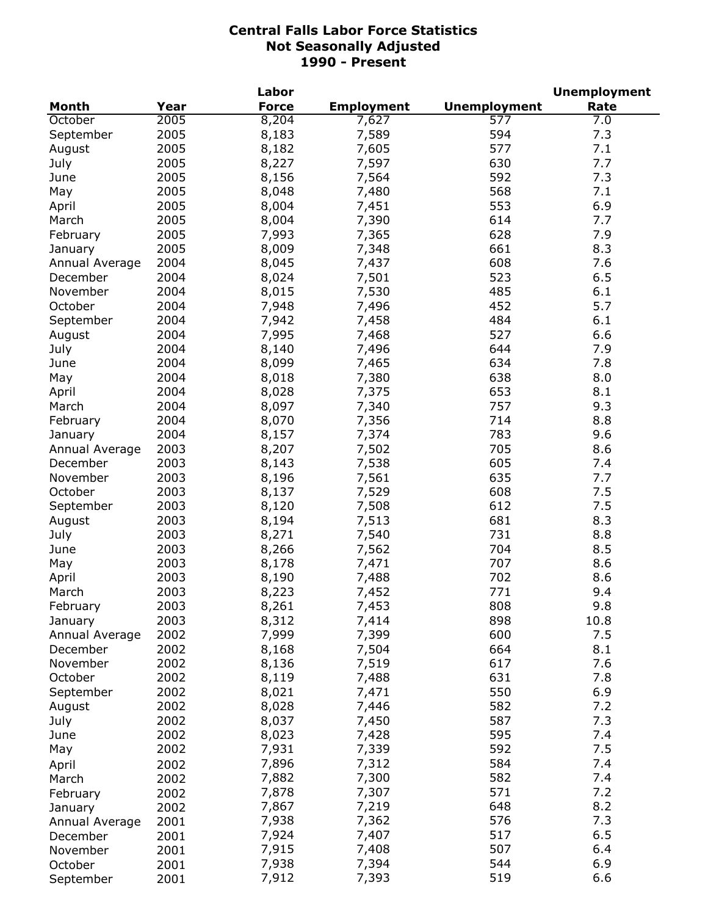# Central Falls Labor Force Statistics
## Not Seasonally Adjusted
## 1990 - Present

| Month | Year | Labor Force | Employment | Unemployment | Unemployment Rate |
|---|---|---|---|---|---|
| October | 2005 | 8,204 | 7,627 | 577 | 7.0 |
| September | 2005 | 8,183 | 7,589 | 594 | 7.3 |
| August | 2005 | 8,182 | 7,605 | 577 | 7.1 |
| July | 2005 | 8,227 | 7,597 | 630 | 7.7 |
| June | 2005 | 8,156 | 7,564 | 592 | 7.3 |
| May | 2005 | 8,048 | 7,480 | 568 | 7.1 |
| April | 2005 | 8,004 | 7,451 | 553 | 6.9 |
| March | 2005 | 8,004 | 7,390 | 614 | 7.7 |
| February | 2005 | 7,993 | 7,365 | 628 | 7.9 |
| January | 2005 | 8,009 | 7,348 | 661 | 8.3 |
| Annual Average | 2004 | 8,045 | 7,437 | 608 | 7.6 |
| December | 2004 | 8,024 | 7,501 | 523 | 6.5 |
| November | 2004 | 8,015 | 7,530 | 485 | 6.1 |
| October | 2004 | 7,948 | 7,496 | 452 | 5.7 |
| September | 2004 | 7,942 | 7,458 | 484 | 6.1 |
| August | 2004 | 7,995 | 7,468 | 527 | 6.6 |
| July | 2004 | 8,140 | 7,496 | 644 | 7.9 |
| June | 2004 | 8,099 | 7,465 | 634 | 7.8 |
| May | 2004 | 8,018 | 7,380 | 638 | 8.0 |
| April | 2004 | 8,028 | 7,375 | 653 | 8.1 |
| March | 2004 | 8,097 | 7,340 | 757 | 9.3 |
| February | 2004 | 8,070 | 7,356 | 714 | 8.8 |
| January | 2004 | 8,157 | 7,374 | 783 | 9.6 |
| Annual Average | 2003 | 8,207 | 7,502 | 705 | 8.6 |
| December | 2003 | 8,143 | 7,538 | 605 | 7.4 |
| November | 2003 | 8,196 | 7,561 | 635 | 7.7 |
| October | 2003 | 8,137 | 7,529 | 608 | 7.5 |
| September | 2003 | 8,120 | 7,508 | 612 | 7.5 |
| August | 2003 | 8,194 | 7,513 | 681 | 8.3 |
| July | 2003 | 8,271 | 7,540 | 731 | 8.8 |
| June | 2003 | 8,266 | 7,562 | 704 | 8.5 |
| May | 2003 | 8,178 | 7,471 | 707 | 8.6 |
| April | 2003 | 8,190 | 7,488 | 702 | 8.6 |
| March | 2003 | 8,223 | 7,452 | 771 | 9.4 |
| February | 2003 | 8,261 | 7,453 | 808 | 9.8 |
| January | 2003 | 8,312 | 7,414 | 898 | 10.8 |
| Annual Average | 2002 | 7,999 | 7,399 | 600 | 7.5 |
| December | 2002 | 8,168 | 7,504 | 664 | 8.1 |
| November | 2002 | 8,136 | 7,519 | 617 | 7.6 |
| October | 2002 | 8,119 | 7,488 | 631 | 7.8 |
| September | 2002 | 8,021 | 7,471 | 550 | 6.9 |
| August | 2002 | 8,028 | 7,446 | 582 | 7.2 |
| July | 2002 | 8,037 | 7,450 | 587 | 7.3 |
| June | 2002 | 8,023 | 7,428 | 595 | 7.4 |
| May | 2002 | 7,931 | 7,339 | 592 | 7.5 |
| April | 2002 | 7,896 | 7,312 | 584 | 7.4 |
| March | 2002 | 7,882 | 7,300 | 582 | 7.4 |
| February | 2002 | 7,878 | 7,307 | 571 | 7.2 |
| January | 2002 | 7,867 | 7,219 | 648 | 8.2 |
| Annual Average | 2001 | 7,938 | 7,362 | 576 | 7.3 |
| December | 2001 | 7,924 | 7,407 | 517 | 6.5 |
| November | 2001 | 7,915 | 7,408 | 507 | 6.4 |
| October | 2001 | 7,938 | 7,394 | 544 | 6.9 |
| September | 2001 | 7,912 | 7,393 | 519 | 6.6 |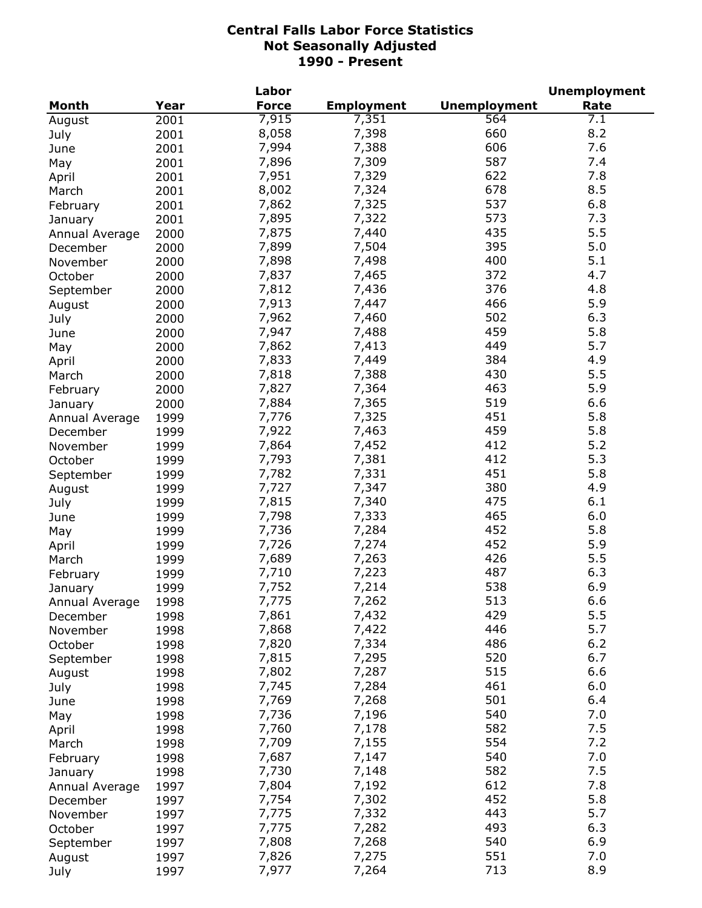**Central Falls Labor Force Statistics**
**Not Seasonally Adjusted**
**1990 - Present**

| Month | Year | Labor Force | Employment | Unemployment | Unemployment Rate |
|---|---|---|---|---|---|
| August | 2001 | 7,915 | 7,351 | 564 | 7.1 |
| July | 2001 | 8,058 | 7,398 | 660 | 8.2 |
| June | 2001 | 7,994 | 7,388 | 606 | 7.6 |
| May | 2001 | 7,896 | 7,309 | 587 | 7.4 |
| April | 2001 | 7,951 | 7,329 | 622 | 7.8 |
| March | 2001 | 8,002 | 7,324 | 678 | 8.5 |
| February | 2001 | 7,862 | 7,325 | 537 | 6.8 |
| January | 2001 | 7,895 | 7,322 | 573 | 7.3 |
| Annual Average | 2000 | 7,875 | 7,440 | 435 | 5.5 |
| December | 2000 | 7,899 | 7,504 | 395 | 5.0 |
| November | 2000 | 7,898 | 7,498 | 400 | 5.1 |
| October | 2000 | 7,837 | 7,465 | 372 | 4.7 |
| September | 2000 | 7,812 | 7,436 | 376 | 4.8 |
| August | 2000 | 7,913 | 7,447 | 466 | 5.9 |
| July | 2000 | 7,962 | 7,460 | 502 | 6.3 |
| June | 2000 | 7,947 | 7,488 | 459 | 5.8 |
| May | 2000 | 7,862 | 7,413 | 449 | 5.7 |
| April | 2000 | 7,833 | 7,449 | 384 | 4.9 |
| March | 2000 | 7,818 | 7,388 | 430 | 5.5 |
| February | 2000 | 7,827 | 7,364 | 463 | 5.9 |
| January | 2000 | 7,884 | 7,365 | 519 | 6.6 |
| Annual Average | 1999 | 7,776 | 7,325 | 451 | 5.8 |
| December | 1999 | 7,922 | 7,463 | 459 | 5.8 |
| November | 1999 | 7,864 | 7,452 | 412 | 5.2 |
| October | 1999 | 7,793 | 7,381 | 412 | 5.3 |
| September | 1999 | 7,782 | 7,331 | 451 | 5.8 |
| August | 1999 | 7,727 | 7,347 | 380 | 4.9 |
| July | 1999 | 7,815 | 7,340 | 475 | 6.1 |
| June | 1999 | 7,798 | 7,333 | 465 | 6.0 |
| May | 1999 | 7,736 | 7,284 | 452 | 5.8 |
| April | 1999 | 7,726 | 7,274 | 452 | 5.9 |
| March | 1999 | 7,689 | 7,263 | 426 | 5.5 |
| February | 1999 | 7,710 | 7,223 | 487 | 6.3 |
| January | 1999 | 7,752 | 7,214 | 538 | 6.9 |
| Annual Average | 1998 | 7,775 | 7,262 | 513 | 6.6 |
| December | 1998 | 7,861 | 7,432 | 429 | 5.5 |
| November | 1998 | 7,868 | 7,422 | 446 | 5.7 |
| October | 1998 | 7,820 | 7,334 | 486 | 6.2 |
| September | 1998 | 7,815 | 7,295 | 520 | 6.7 |
| August | 1998 | 7,802 | 7,287 | 515 | 6.6 |
| July | 1998 | 7,745 | 7,284 | 461 | 6.0 |
| June | 1998 | 7,769 | 7,268 | 501 | 6.4 |
| May | 1998 | 7,736 | 7,196 | 540 | 7.0 |
| April | 1998 | 7,760 | 7,178 | 582 | 7.5 |
| March | 1998 | 7,709 | 7,155 | 554 | 7.2 |
| February | 1998 | 7,687 | 7,147 | 540 | 7.0 |
| January | 1998 | 7,730 | 7,148 | 582 | 7.5 |
| Annual Average | 1997 | 7,804 | 7,192 | 612 | 7.8 |
| December | 1997 | 7,754 | 7,302 | 452 | 5.8 |
| November | 1997 | 7,775 | 7,332 | 443 | 5.7 |
| October | 1997 | 7,775 | 7,282 | 493 | 6.3 |
| September | 1997 | 7,808 | 7,268 | 540 | 6.9 |
| August | 1997 | 7,826 | 7,275 | 551 | 7.0 |
| July | 1997 | 7,977 | 7,264 | 713 | 8.9 |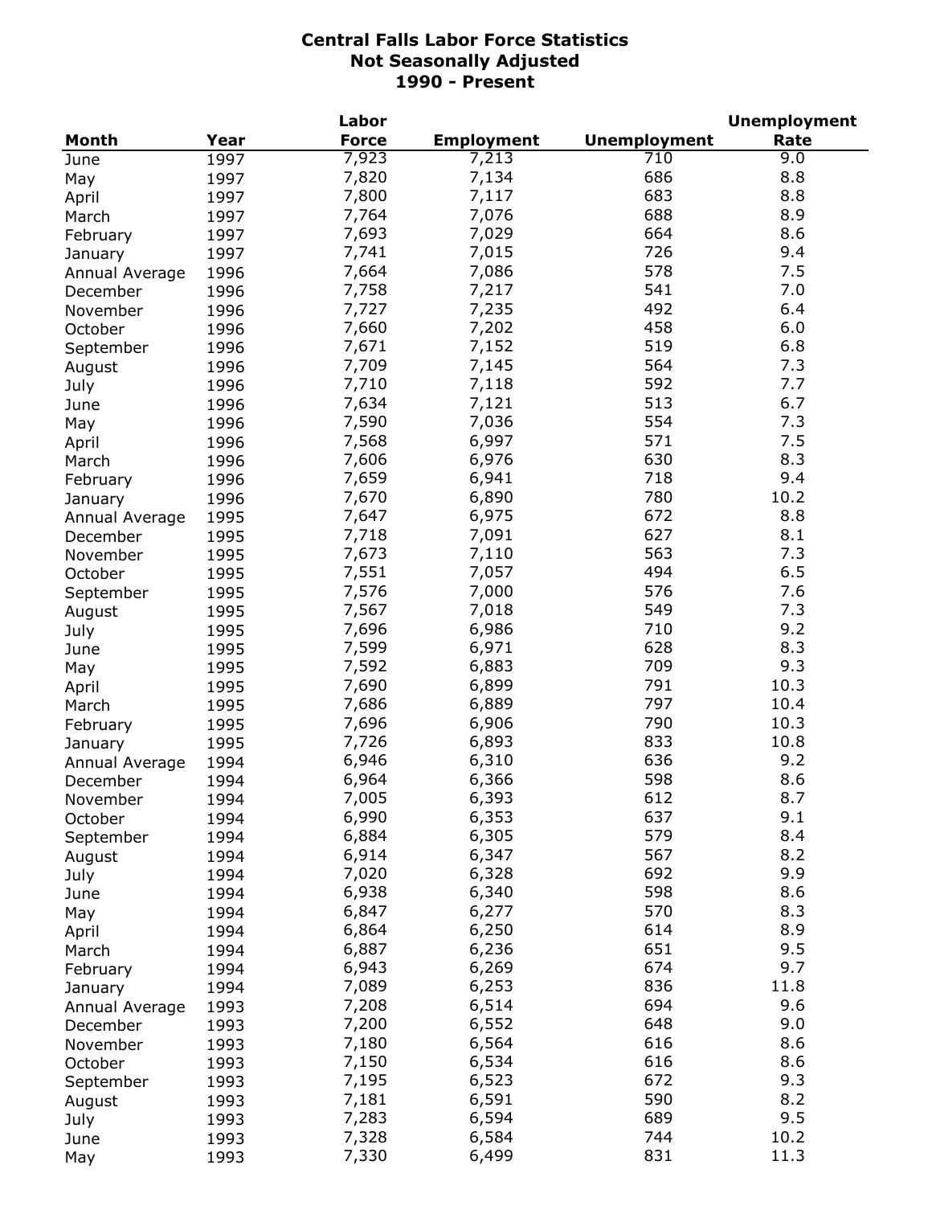# Central Falls Labor Force Statistics
## Not Seasonally Adjusted
## 1990 - Present

| Month | Year | Labor Force | Employment | Unemployment | Unemployment Rate |
|---|---|---|---|---|---|
| June | 1997 | 7,923 | 7,213 | 710 | 9.0 |
| May | 1997 | 7,820 | 7,134 | 686 | 8.8 |
| April | 1997 | 7,800 | 7,117 | 683 | 8.8 |
| March | 1997 | 7,764 | 7,076 | 688 | 8.9 |
| February | 1997 | 7,693 | 7,029 | 664 | 8.6 |
| January | 1997 | 7,741 | 7,015 | 726 | 9.4 |
| Annual Average | 1996 | 7,664 | 7,086 | 578 | 7.5 |
| December | 1996 | 7,758 | 7,217 | 541 | 7.0 |
| November | 1996 | 7,727 | 7,235 | 492 | 6.4 |
| October | 1996 | 7,660 | 7,202 | 458 | 6.0 |
| September | 1996 | 7,671 | 7,152 | 519 | 6.8 |
| August | 1996 | 7,709 | 7,145 | 564 | 7.3 |
| July | 1996 | 7,710 | 7,118 | 592 | 7.7 |
| June | 1996 | 7,634 | 7,121 | 513 | 6.7 |
| May | 1996 | 7,590 | 7,036 | 554 | 7.3 |
| April | 1996 | 7,568 | 6,997 | 571 | 7.5 |
| March | 1996 | 7,606 | 6,976 | 630 | 8.3 |
| February | 1996 | 7,659 | 6,941 | 718 | 9.4 |
| January | 1996 | 7,670 | 6,890 | 780 | 10.2 |
| Annual Average | 1995 | 7,647 | 6,975 | 672 | 8.8 |
| December | 1995 | 7,718 | 7,091 | 627 | 8.1 |
| November | 1995 | 7,673 | 7,110 | 563 | 7.3 |
| October | 1995 | 7,551 | 7,057 | 494 | 6.5 |
| September | 1995 | 7,576 | 7,000 | 576 | 7.6 |
| August | 1995 | 7,567 | 7,018 | 549 | 7.3 |
| July | 1995 | 7,696 | 6,986 | 710 | 9.2 |
| June | 1995 | 7,599 | 6,971 | 628 | 8.3 |
| May | 1995 | 7,592 | 6,883 | 709 | 9.3 |
| April | 1995 | 7,690 | 6,899 | 791 | 10.3 |
| March | 1995 | 7,686 | 6,889 | 797 | 10.4 |
| February | 1995 | 7,696 | 6,906 | 790 | 10.3 |
| January | 1995 | 7,726 | 6,893 | 833 | 10.8 |
| Annual Average | 1994 | 6,946 | 6,310 | 636 | 9.2 |
| December | 1994 | 6,964 | 6,366 | 598 | 8.6 |
| November | 1994 | 7,005 | 6,393 | 612 | 8.7 |
| October | 1994 | 6,990 | 6,353 | 637 | 9.1 |
| September | 1994 | 6,884 | 6,305 | 579 | 8.4 |
| August | 1994 | 6,914 | 6,347 | 567 | 8.2 |
| July | 1994 | 7,020 | 6,328 | 692 | 9.9 |
| June | 1994 | 6,938 | 6,340 | 598 | 8.6 |
| May | 1994 | 6,847 | 6,277 | 570 | 8.3 |
| April | 1994 | 6,864 | 6,250 | 614 | 8.9 |
| March | 1994 | 6,887 | 6,236 | 651 | 9.5 |
| February | 1994 | 6,943 | 6,269 | 674 | 9.7 |
| January | 1994 | 7,089 | 6,253 | 836 | 11.8 |
| Annual Average | 1993 | 7,208 | 6,514 | 694 | 9.6 |
| December | 1993 | 7,200 | 6,552 | 648 | 9.0 |
| November | 1993 | 7,180 | 6,564 | 616 | 8.6 |
| October | 1993 | 7,150 | 6,534 | 616 | 8.6 |
| September | 1993 | 7,195 | 6,523 | 672 | 9.3 |
| August | 1993 | 7,181 | 6,591 | 590 | 8.2 |
| July | 1993 | 7,283 | 6,594 | 689 | 9.5 |
| June | 1993 | 7,328 | 6,584 | 744 | 10.2 |
| May | 1993 | 7,330 | 6,499 | 831 | 11.3 |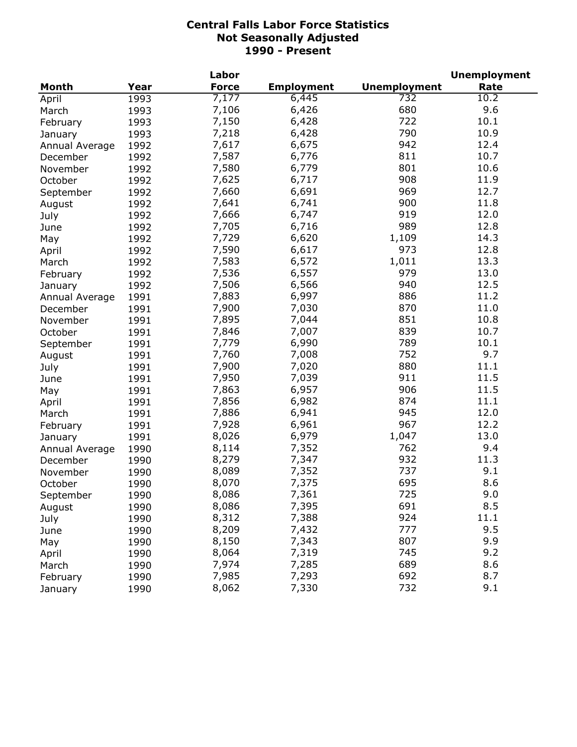# Central Falls Labor Force Statistics
## Not Seasonally Adjusted
## 1990 - Present

| Month | Year | Labor Force | Employment | Unemployment | Unemployment Rate |
|---|---|---|---|---|---|
| April | 1993 | 7,177 | 6,445 | 732 | 10.2 |
| March | 1993 | 7,106 | 6,426 | 680 | 9.6 |
| February | 1993 | 7,150 | 6,428 | 722 | 10.1 |
| January | 1993 | 7,218 | 6,428 | 790 | 10.9 |
| Annual Average | 1992 | 7,617 | 6,675 | 942 | 12.4 |
| December | 1992 | 7,587 | 6,776 | 811 | 10.7 |
| November | 1992 | 7,580 | 6,779 | 801 | 10.6 |
| October | 1992 | 7,625 | 6,717 | 908 | 11.9 |
| September | 1992 | 7,660 | 6,691 | 969 | 12.7 |
| August | 1992 | 7,641 | 6,741 | 900 | 11.8 |
| July | 1992 | 7,666 | 6,747 | 919 | 12.0 |
| June | 1992 | 7,705 | 6,716 | 989 | 12.8 |
| May | 1992 | 7,729 | 6,620 | 1,109 | 14.3 |
| April | 1992 | 7,590 | 6,617 | 973 | 12.8 |
| March | 1992 | 7,583 | 6,572 | 1,011 | 13.3 |
| February | 1992 | 7,536 | 6,557 | 979 | 13.0 |
| January | 1992 | 7,506 | 6,566 | 940 | 12.5 |
| Annual Average | 1991 | 7,883 | 6,997 | 886 | 11.2 |
| December | 1991 | 7,900 | 7,030 | 870 | 11.0 |
| November | 1991 | 7,895 | 7,044 | 851 | 10.8 |
| October | 1991 | 7,846 | 7,007 | 839 | 10.7 |
| September | 1991 | 7,779 | 6,990 | 789 | 10.1 |
| August | 1991 | 7,760 | 7,008 | 752 | 9.7 |
| July | 1991 | 7,900 | 7,020 | 880 | 11.1 |
| June | 1991 | 7,950 | 7,039 | 911 | 11.5 |
| May | 1991 | 7,863 | 6,957 | 906 | 11.5 |
| April | 1991 | 7,856 | 6,982 | 874 | 11.1 |
| March | 1991 | 7,886 | 6,941 | 945 | 12.0 |
| February | 1991 | 7,928 | 6,961 | 967 | 12.2 |
| January | 1991 | 8,026 | 6,979 | 1,047 | 13.0 |
| Annual Average | 1990 | 8,114 | 7,352 | 762 | 9.4 |
| December | 1990 | 8,279 | 7,347 | 932 | 11.3 |
| November | 1990 | 8,089 | 7,352 | 737 | 9.1 |
| October | 1990 | 8,070 | 7,375 | 695 | 8.6 |
| September | 1990 | 8,086 | 7,361 | 725 | 9.0 |
| August | 1990 | 8,086 | 7,395 | 691 | 8.5 |
| July | 1990 | 8,312 | 7,388 | 924 | 11.1 |
| June | 1990 | 8,209 | 7,432 | 777 | 9.5 |
| May | 1990 | 8,150 | 7,343 | 807 | 9.9 |
| April | 1990 | 8,064 | 7,319 | 745 | 9.2 |
| March | 1990 | 7,974 | 7,285 | 689 | 8.6 |
| February | 1990 | 7,985 | 7,293 | 692 | 8.7 |
| January | 1990 | 8,062 | 7,330 | 732 | 9.1 |